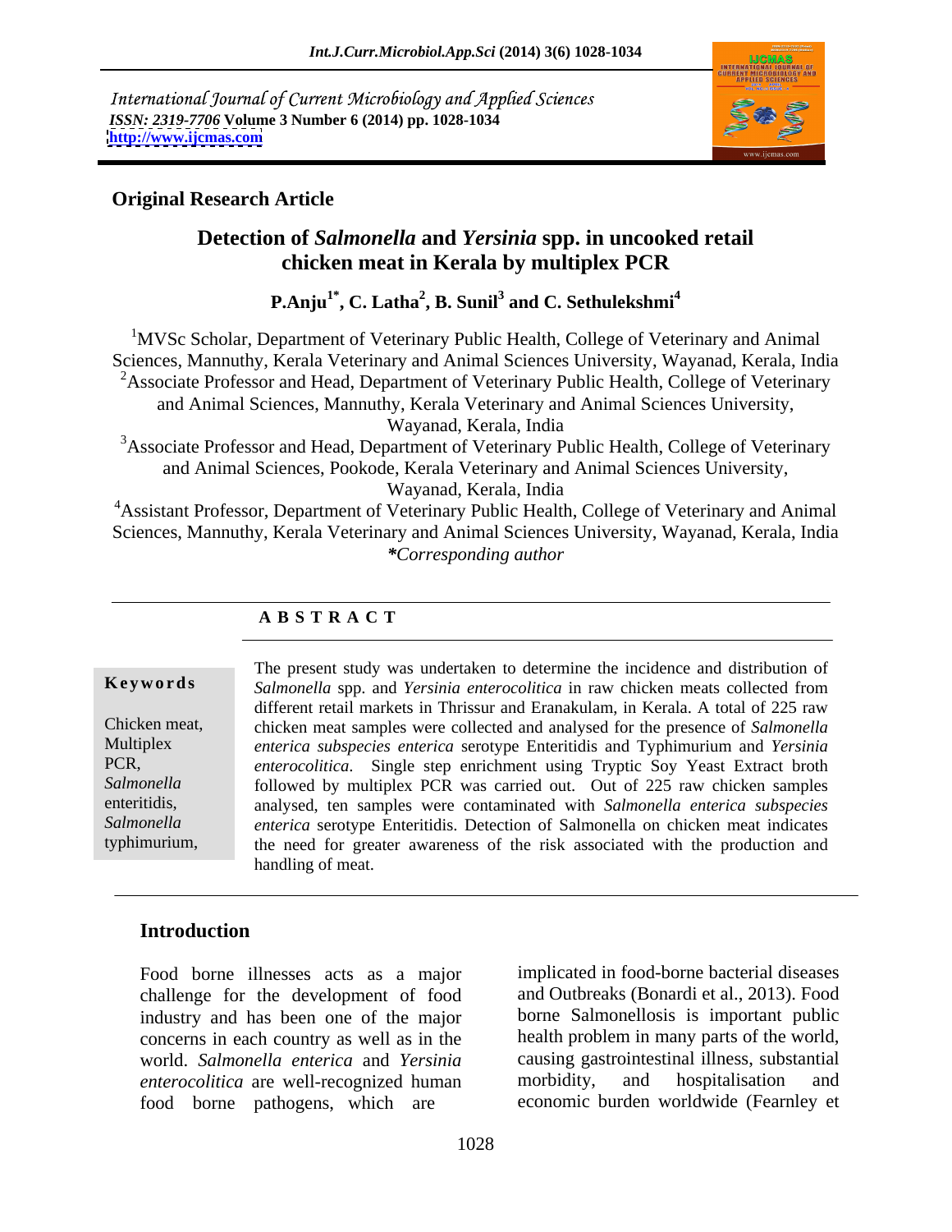International Journal of Current Microbiology and Applied Sciences
*ISSN: 2319-7706* **Volume 3 Number 6 (2014) pp. 1028-1034**
**http://www.ijcmas.com**

**Original Research Article**

# Detection of *Salmonella* and *Yersinia* spp. in uncooked retail chicken meat in Kerala by multiplex PCR

**P.Anju[1*], C. Latha[2], B. Sunil[3] and C. Sethulekshmi[4]**

[1]MVSc Scholar, Department of Veterinary Public Health, College of Veterinary and Animal Sciences, Mannuthy, Kerala Veterinary and Animal Sciences University, Wayanad, Kerala, India
[2]Associate Professor and Head, Department of Veterinary Public Health, College of Veterinary and Animal Sciences, Mannuthy, Kerala Veterinary and Animal Sciences University, Wayanad, Kerala, India
[3]Associate Professor and Head, Department of Veterinary Public Health, College of Veterinary and Animal Sciences, Pookode, Kerala Veterinary and Animal Sciences University, Wayanad, Kerala, India
[4]Assistant Professor, Department of Veterinary Public Health, College of Veterinary and Animal Sciences, Mannuthy, Kerala Veterinary and Animal Sciences University, Wayanad, Kerala, India
*\*Corresponding author*

## A B S T R A C T

**Keywords**

Chicken meat, Multiplex PCR, *Salmonella* enteritidis, *Salmonella* typhimurium,

The present study was undertaken to determine the incidence and distribution of *Salmonella* spp. and *Yersinia enterocolitica* in raw chicken meats collected from different retail markets in Thrissur and Eranakulam, in Kerala. A total of 225 raw chicken meat samples were collected and analysed for the presence of *Salmonella enterica subspecies enterica* serotype Enteritidis and Typhimurium and *Yersinia enterocolitica*. Single step enrichment using Tryptic Soy Yeast Extract broth followed by multiplex PCR was carried out. Out of 225 raw chicken samples analysed, ten samples were contaminated with *Salmonella enterica subspecies enterica* serotype Enteritidis. Detection of Salmonella on chicken meat indicates the need for greater awareness of the risk associated with the production and handling of meat.

## Introduction

Food borne illnesses acts as a major challenge for the development of food industry and has been one of the major concerns in each country as well as in the world. *Salmonella enterica* and *Yersinia enterocolitica* are well-recognized human food borne pathogens, which are implicated in food-borne bacterial diseases and Outbreaks (Bonardi et al., 2013). Food borne Salmonellosis is important public health problem in many parts of the world, causing gastrointestinal illness, substantial morbidity, and hospitalisation and economic burden worldwide (Fearnley et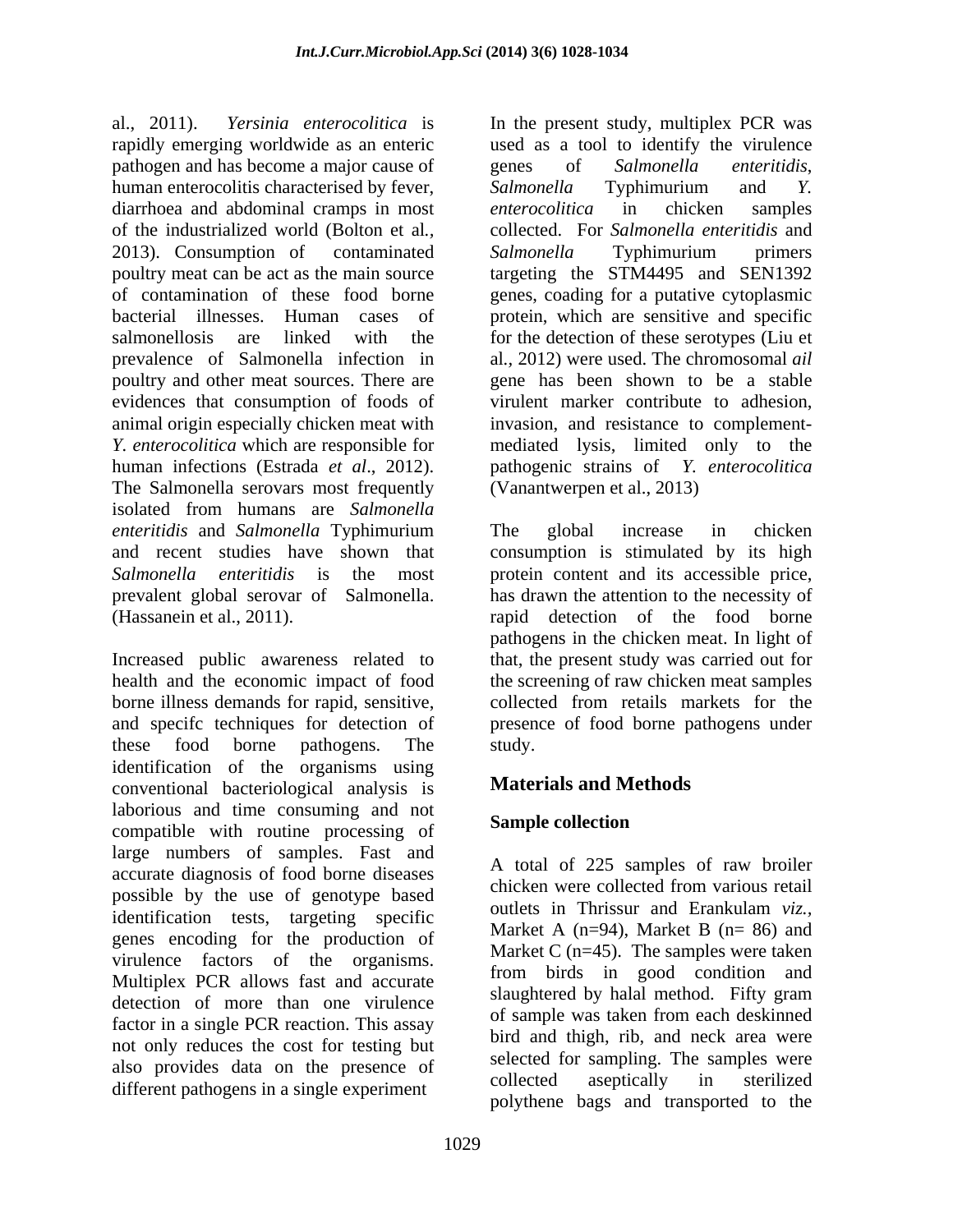al., 2011). *Yersinia enterocolitica* is rapidly emerging worldwide as an enteric pathogen and has become a major cause of human enterocolitis characterised by fever, diarrhoea and abdominal cramps in most of the industrialized world (Bolton et al., 2013). Consumption of contaminated poultry meat can be act as the main source of contamination of these food borne bacterial illnesses. Human cases of salmonellosis are linked with the prevalence of Salmonella infection in poultry and other meat sources. There are evidences that consumption of foods of animal origin especially chicken meat with *Y. enterocolitica* which are responsible for human infections (Estrada *et al*., 2012). The Salmonella serovars most frequently isolated from humans are *Salmonella enteritidis* and *Salmonella* Typhimurium and recent studies have shown that *Salmonella enteritidis* is the most prevalent global serovar of Salmonella. (Hassanein et al., 2011).

Increased public awareness related to health and the economic impact of food borne illness demands for rapid, sensitive, and specifc techniques for detection of these food borne pathogens. The identification of the organisms using conventional bacteriological analysis is laborious and time consuming and not compatible with routine processing of large numbers of samples. Fast and accurate diagnosis of food borne diseases possible by the use of genotype based identification tests, targeting specific genes encoding for the production of virulence factors of the organisms. Multiplex PCR allows fast and accurate detection of more than one virulence factor in a single PCR reaction. This assay not only reduces the cost for testing but also provides data on the presence of different pathogens in a single experiment

In the present study, multiplex PCR was used as a tool to identify the virulence genes of *Salmonella enteritidis*, *Salmonella* Typhimurium and *Y. enterocolitica* in chicken samples collected. For *Salmonella enteritidis* and *Salmonella* Typhimurium primers targeting the STM4495 and SEN1392 genes, coading for a putative cytoplasmic protein, which are sensitive and specific for the detection of these serotypes (Liu et al*.,* 2012) were used. The chromosomal *ail* gene has been shown to be a stable virulent marker contribute to adhesion, invasion, and resistance to complement-mediated lysis, limited only to the pathogenic strains of *Y. enterocolitica* (Vanantwerpen et al., 2013)

The global increase in chicken consumption is stimulated by its high protein content and its accessible price, has drawn the attention to the necessity of rapid detection of the food borne pathogens in the chicken meat. In light of that, the present study was carried out for the screening of raw chicken meat samples collected from retails markets for the presence of food borne pathogens under study.

## Materials and Methods

### Sample collection

A total of 225 samples of raw broiler chicken were collected from various retail outlets in Thrissur and Erankulam *viz.*, Market A (n=94), Market B (n= 86) and Market C (n=45). The samples were taken from birds in good condition and slaughtered by halal method. Fifty gram of sample was taken from each deskinned bird and thigh, rib, and neck area were selected for sampling. The samples were collected aseptically in sterilized polythene bags and transported to the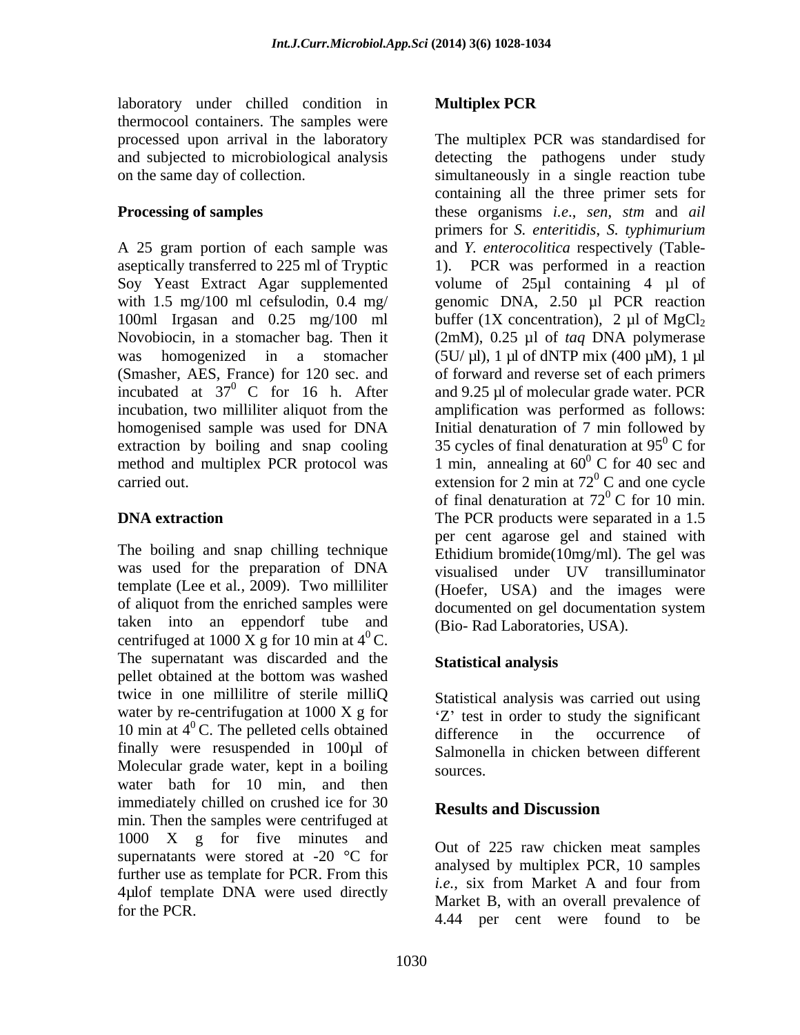laboratory under chilled condition in thermocool containers. The samples were processed upon arrival in the laboratory and subjected to microbiological analysis on the same day of collection.

**Processing of samples**

A 25 gram portion of each sample was aseptically transferred to 225 ml of Tryptic Soy Yeast Extract Agar supplemented with 1.5 mg/100 ml cefsulodin, 0.4 mg/ 100ml Irgasan and 0.25 mg/100 ml Novobiocin, in a stomacher bag. Then it was homogenized in a stomacher (Smasher, AES, France) for 120 sec. and incubated at $37^0$ C for 16 h. After incubation, two milliliter aliquot from the homogenised sample was used for DNA extraction by boiling and snap cooling method and multiplex PCR protocol was carried out.

**DNA extraction**

The boiling and snap chilling technique was used for the preparation of DNA template (Lee et al*.,* 2009). Two milliliter of aliquot from the enriched samples were taken into an eppendorf tube and centrifuged at 1000 X g for 10 min at $4^0$ C. The supernatant was discarded and the pellet obtained at the bottom was washed twice in one millilitre of sterile milliQ water by re-centrifugation at 1000 X g for 10 min at $4^0$ C. The pelleted cells obtained finally were resuspended in 100µl of Molecular grade water, kept in a boiling water bath for 10 min, and then immediately chilled on crushed ice for 30 min. Then the samples were centrifuged at 1000 X g for five minutes and supernatants were stored at -20 °C for further use as template for PCR. From this 4µlof template DNA were used directly for the PCR.

**Multiplex PCR**

The multiplex PCR was standardised for detecting the pathogens under study simultaneously in a single reaction tube containing all the three primer sets for these organisms *i.e*., *sen*, *stm* and *ail* primers for *S. enteritidis*, *S. typhimurium* and *Y. enterocolitica* respectively (Table-1). PCR was performed in a reaction volume of 25µl containing 4 µl of genomic DNA, 2.50 µl PCR reaction buffer (1X concentration), 2 µl of $MgCl_2$ (2mM), 0.25 µl of *taq* DNA polymerase (5U/ µl), 1 µl of dNTP mix (400 µM), 1 µl of forward and reverse set of each primers and 9.25 µl of molecular grade water. PCR amplification was performed as follows: Initial denaturation of 7 min followed by 35 cycles of final denaturation at $95^0$ C for 1 min, annealing at $60^0$ C for 40 sec and extension for 2 min at $72^0$ C and one cycle of final denaturation at $72^0$ C for 10 min. The PCR products were separated in a 1.5 per cent agarose gel and stained with Ethidium bromide(10mg/ml). The gel was visualised under UV transilluminator (Hoefer, USA) and the images were documented on gel documentation system (Bio- Rad Laboratories, USA).

**Statistical analysis**

Statistical analysis was carried out using 'Z' test in order to study the significant difference in the occurrence of Salmonella in chicken between different sources.

## Results and Discussion

Out of 225 raw chicken meat samples analysed by multiplex PCR, 10 samples *i.e.*, six from Market A and four from Market B, with an overall prevalence of 4.44 per cent were found to be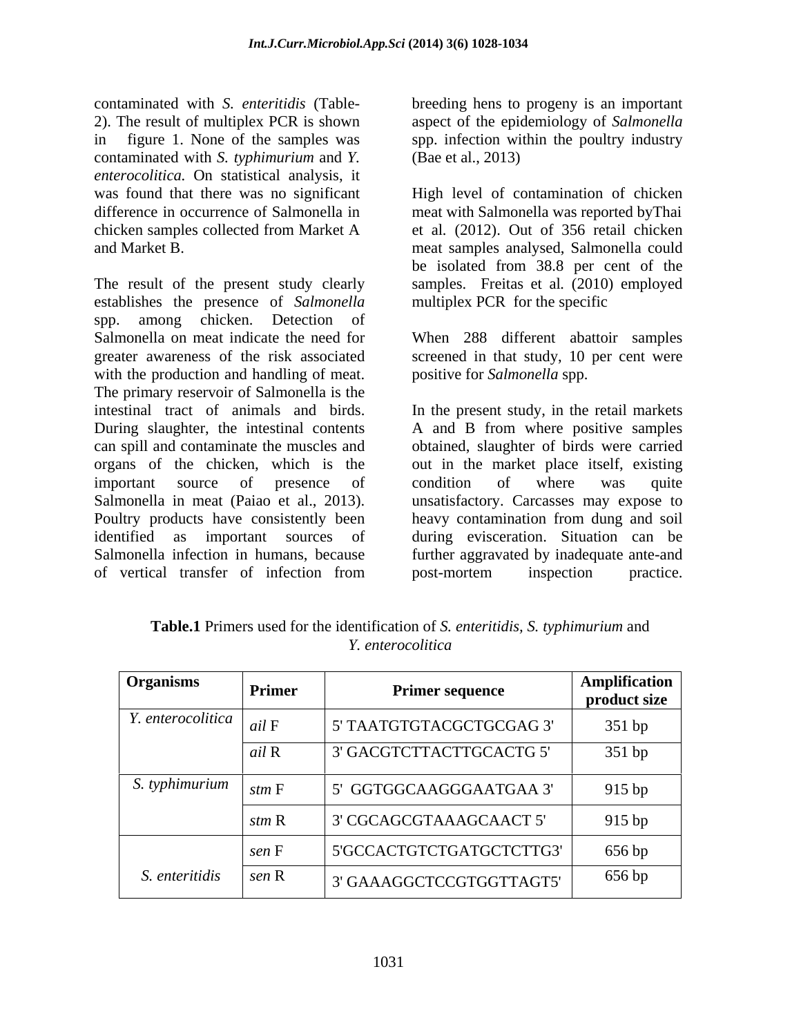contaminated with *S. enteritidis* (Table-2). The result of multiplex PCR is shown in figure 1. None of the samples was contaminated with *S. typhimurium* and *Y. enterocolitica.* On statistical analysis, it was found that there was no significant difference in occurrence of Salmonella in chicken samples collected from Market A and Market B.

The result of the present study clearly establishes the presence of *Salmonella* spp. among chicken. Detection of Salmonella on meat indicate the need for greater awareness of the risk associated with the production and handling of meat. The primary reservoir of Salmonella is the intestinal tract of animals and birds. During slaughter, the intestinal contents can spill and contaminate the muscles and organs of the chicken, which is the important source of presence of Salmonella in meat (Paiao et al., 2013). Poultry products have consistently been identified as important sources of Salmonella infection in humans, because of vertical transfer of infection from breeding hens to progeny is an important aspect of the epidemiology of *Salmonella* spp. infection within the poultry industry (Bae et al., 2013)

High level of contamination of chicken meat with Salmonella was reported byThai et al. (2012). Out of 356 retail chicken meat samples analysed, Salmonella could be isolated from 38.8 per cent of the samples. Freitas et al. (2010) employed multiplex PCR for the specific

When 288 different abattoir samples screened in that study, 10 per cent were positive for *Salmonella* spp.

In the present study, in the retail markets A and B from where positive samples obtained, slaughter of birds were carried out in the market place itself, existing condition of where was quite unsatisfactory. Carcasses may expose to heavy contamination from dung and soil during evisceration. Situation can be further aggravated by inadequate ante-and post-mortem inspection practice.

**Table.1** Primers used for the identification of *S. enteritidis*, *S. typhimurium* and *Y. enterocolitica*

| Organisms | Primer | Primer sequence | Amplification product size |
|---|---|---|---|
| *Y. enterocolitica* | *ail* F | 5' TAATGTGTACGCTGCGAG 3' | 351 bp |
| | *ail* R | 3' GACGTCTTACTTGCACTG 5' | 351 bp |
| *S. typhimurium* | *stm* F | 5' GGTGGCAAGGGAATGAA 3' | 915 bp |
| | *stm* R | 3' CGCAGCGTAAAGCAACT 5' | 915 bp |
| *S. enteritidis* | *sen* F | 5'GCCACTGTCTGATGCTCTTG3' | 656 bp |
| | *sen* R | 3' GAAAGGCTCCGTGGTTAGT5' | 656 bp |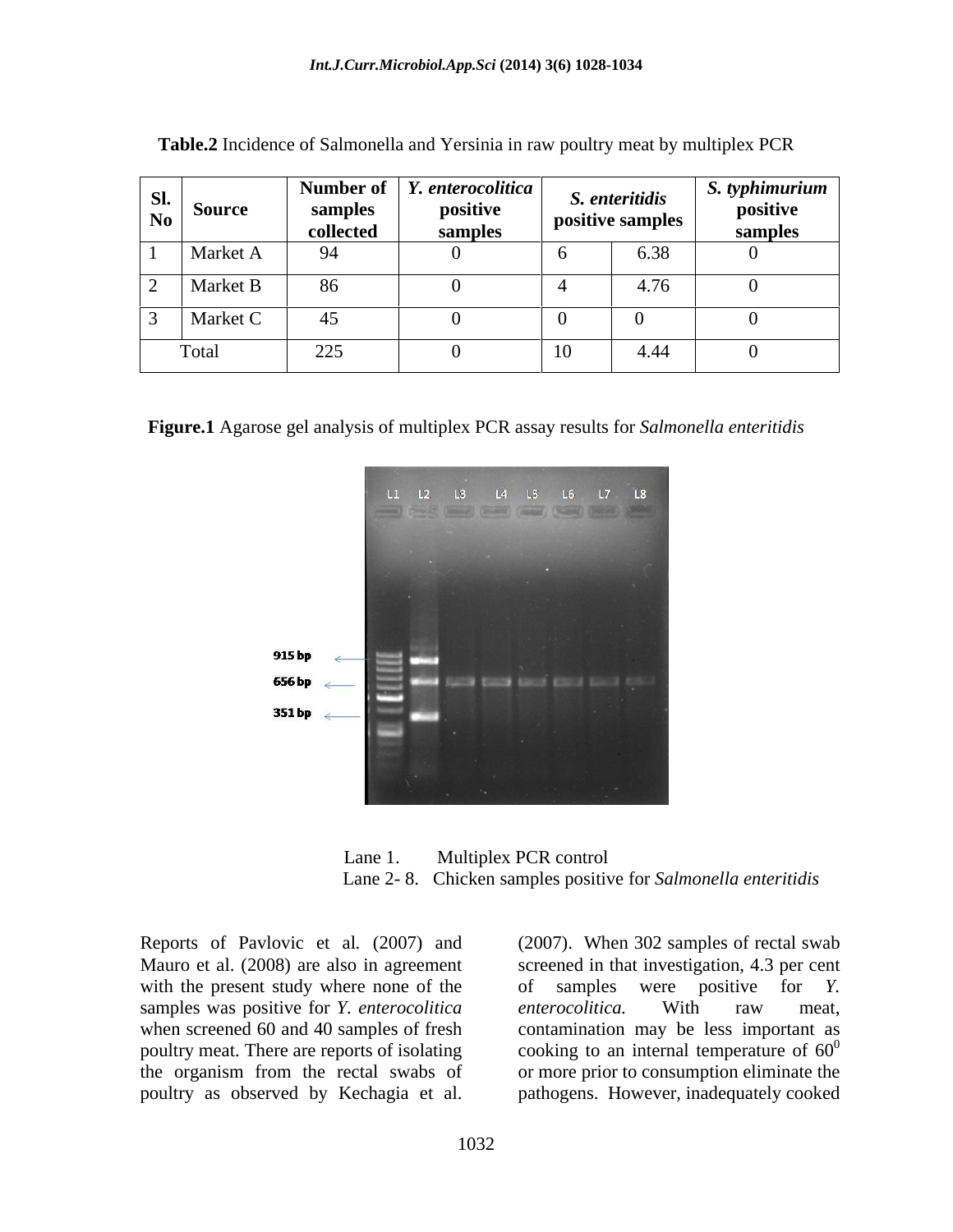**Table.2** Incidence of Salmonella and Yersinia in raw poultry meat by multiplex PCR

| Sl. No | Source | Number of samples collected | *Y. enterocolitica* positive samples | *S. enteritidis* positive samples | | *S. typhimurium* positive samples |
|---|---|---|---|---|---|---|
| 1 | Market A | 94 | 0 | 6 | 6.38 | 0 |
| 2 | Market B | 86 | 0 | 4 | 4.76 | 0 |
| 3 | Market C | 45 | 0 | 0 | 0 | 0 |
| | Total | 225 | 0 | 10 | 4.44 | 0 |

**Figure.1** Agarose gel analysis of multiplex PCR assay results for *Salmonella enteritidis*

Lane 1. Multiplex PCR control
Lane 2- 8. Chicken samples positive for *Salmonella enteritidis*

Reports of Pavlovic et al. (2007) and Mauro et al. (2008) are also in agreement with the present study where none of the samples was positive for *Y. enterocolitica* when screened 60 and 40 samples of fresh poultry meat. There are reports of isolating the organism from the rectal swabs of poultry as observed by Kechagia et al. (2007). When 302 samples of rectal swab screened in that investigation, 4.3 per cent of samples were positive for *Y. enterocolitica.* With raw meat, contamination may be less important as cooking to an internal temperature of $60^0$ or more prior to consumption eliminate the pathogens. However, inadequately cooked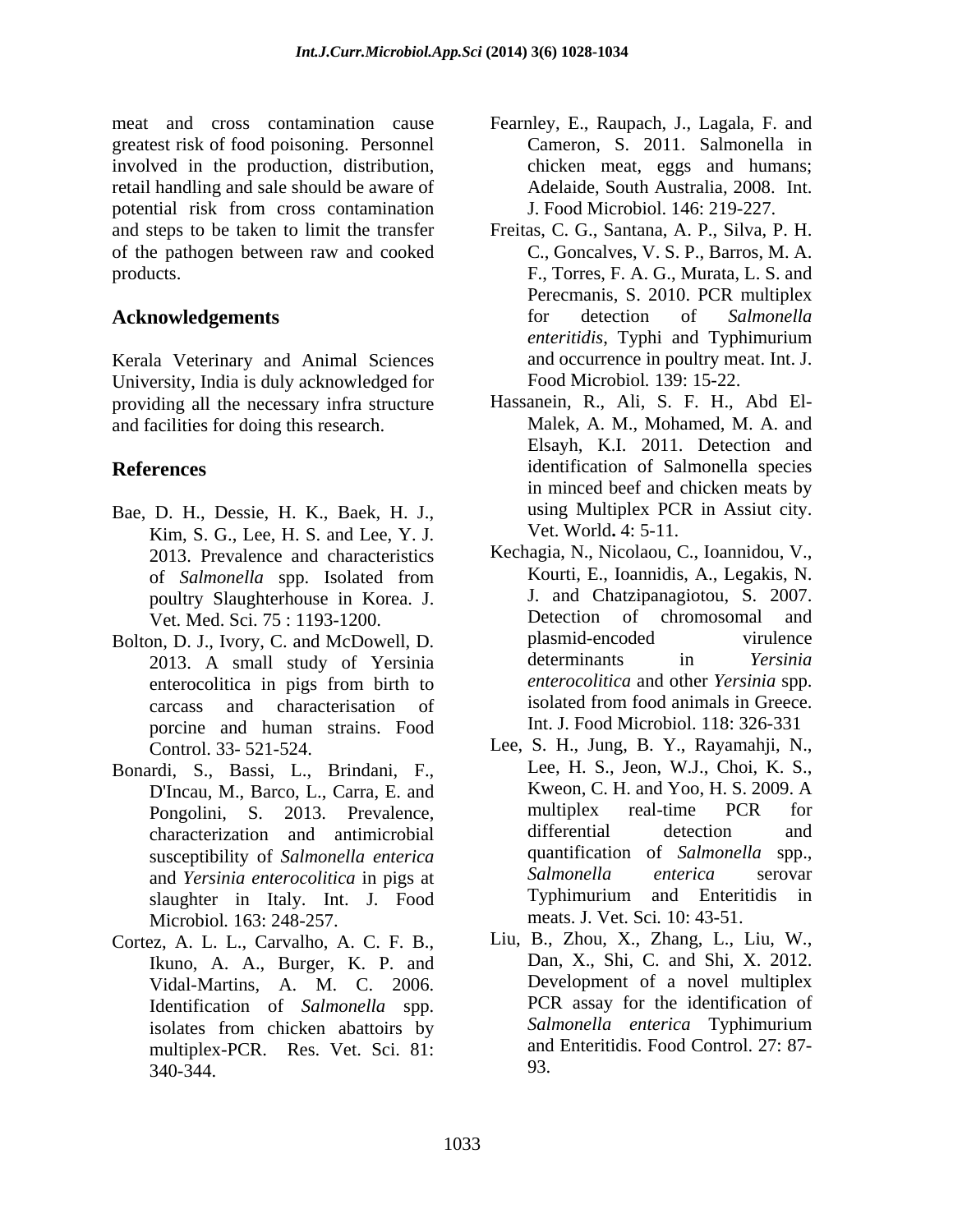meat and cross contamination cause greatest risk of food poisoning. Personnel involved in the production, distribution, retail handling and sale should be aware of potential risk from cross contamination and steps to be taken to limit the transfer of the pathogen between raw and cooked products.

## Acknowledgements

Kerala Veterinary and Animal Sciences University, India is duly acknowledged for providing all the necessary infra structure and facilities for doing this research.

## References

Bae, D. H., Dessie, H. K., Baek, H. J., Kim, S. G., Lee, H. S. and Lee, Y. J. 2013. Prevalence and characteristics of *Salmonella* spp. Isolated from poultry Slaughterhouse in Korea. J. Vet. Med. Sci. 75 : 1193-1200.

Bolton, D. J., Ivory, C. and McDowell, D. 2013. A small study of Yersinia enterocolitica in pigs from birth to carcass and characterisation of porcine and human strains. Food Control. 33- 521-524.

Bonardi, S., Bassi, L., Brindani, F., D'Incau, M., Barco, L., Carra, E. and Pongolini, S. 2013. Prevalence, characterization and antimicrobial susceptibility of *Salmonella enterica* and *Yersinia enterocolitica* in pigs at slaughter in Italy. Int. J. Food Microbiol. 163: 248-257.

Cortez, A. L. L., Carvalho, A. C. F. B., Ikuno, A. A., Burger, K. P. and Vidal-Martins, A. M. C. 2006. Identification of *Salmonella* spp. isolates from chicken abattoirs by multiplex-PCR. Res. Vet. Sci. 81: 340-344.

Fearnley, E., Raupach, J., Lagala, F. and Cameron, S. 2011. Salmonella in chicken meat, eggs and humans; Adelaide, South Australia, 2008. Int. J. Food Microbiol. 146: 219-227.

Freitas, C. G., Santana, A. P., Silva, P. H. C., Goncalves, V. S. P., Barros, M. A. F., Torres, F. A. G., Murata, L. S. and Perecmanis, S. 2010. PCR multiplex for detection of *Salmonella enteritidis*, Typhi and Typhimurium and occurrence in poultry meat. Int. J. Food Microbiol. 139: 15-22.

Hassanein, R., Ali, S. F. H., Abd El-Malek, A. M., Mohamed, M. A. and Elsayh, K.I. 2011. Detection and identification of Salmonella species in minced beef and chicken meats by using Multiplex PCR in Assiut city. Vet. World**.** 4: 5-11.

Kechagia, N., Nicolaou, C., Ioannidou, V., Kourti, E., Ioannidis, A., Legakis, N. J. and Chatzipanagiotou, S. 2007. Detection of chromosomal and plasmid-encoded virulence determinants in *Yersinia enterocolitica* and other *Yersinia* spp. isolated from food animals in Greece. Int. J. Food Microbiol. 118: 326-331

Lee, S. H., Jung, B. Y., Rayamahji, N., Lee, H. S., Jeon, W.J., Choi, K. S., Kweon, C. H. and Yoo, H. S. 2009. A multiplex real-time PCR for differential detection and quantification of *Salmonella* spp., *Salmonella enterica* serovar Typhimurium and Enteritidis in meats. J. Vet. Sci. 10: 43-51.

Liu, B., Zhou, X., Zhang, L., Liu, W., Dan, X., Shi, C. and Shi, X. 2012. Development of a novel multiplex PCR assay for the identification of *Salmonella enterica* Typhimurium and Enteritidis. Food Control. 27: 87-93.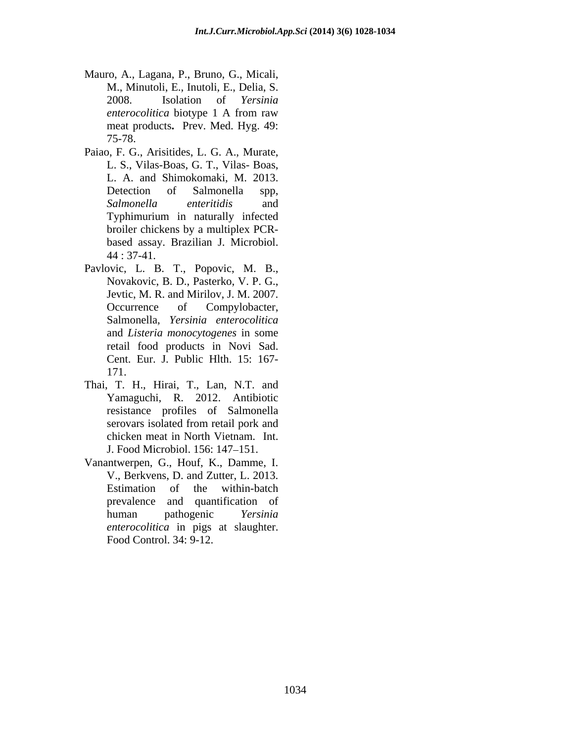Mauro, A., Lagana, P., Bruno, G., Micali, M., Minutoli, E., Inutoli, E., Delia, S. 2008. Isolation of *Yersinia enterocolitica* biotype 1 A from raw meat products**.** Prev. Med. Hyg. 49: 75-78.

Paiao, F. G., Arisitides, L. G. A., Murate, L. S., Vilas-Boas, G. T., Vilas- Boas, L. A. and Shimokomaki, M. 2013. Detection of Salmonella spp, *Salmonella enteritidis* and Typhimurium in naturally infected broiler chickens by a multiplex PCR-based assay. Brazilian J. Microbiol. 44 : 37-41.

Pavlovic, L. B. T., Popovic, M. B., Novakovic, B. D., Pasterko, V. P. G., Jevtic, M. R. and Mirilov, J. M. 2007. Occurrence of Compylobacter, Salmonella, *Yersinia enterocolitica* and *Listeria monocytogenes* in some retail food products in Novi Sad. Cent. Eur. J. Public Hlth. 15: 167-171.

Thai, T. H., Hirai, T., Lan, N.T. and Yamaguchi, R. 2012. Antibiotic resistance profiles of Salmonella serovars isolated from retail pork and chicken meat in North Vietnam. Int. J. Food Microbiol. 156: 147–151.

Vanantwerpen, G., Houf, K., Damme, I. V., Berkvens, D. and Zutter, L. 2013. Estimation of the within-batch prevalence and quantification of human pathogenic *Yersinia enterocolitica* in pigs at slaughter. Food Control. 34: 9-12.